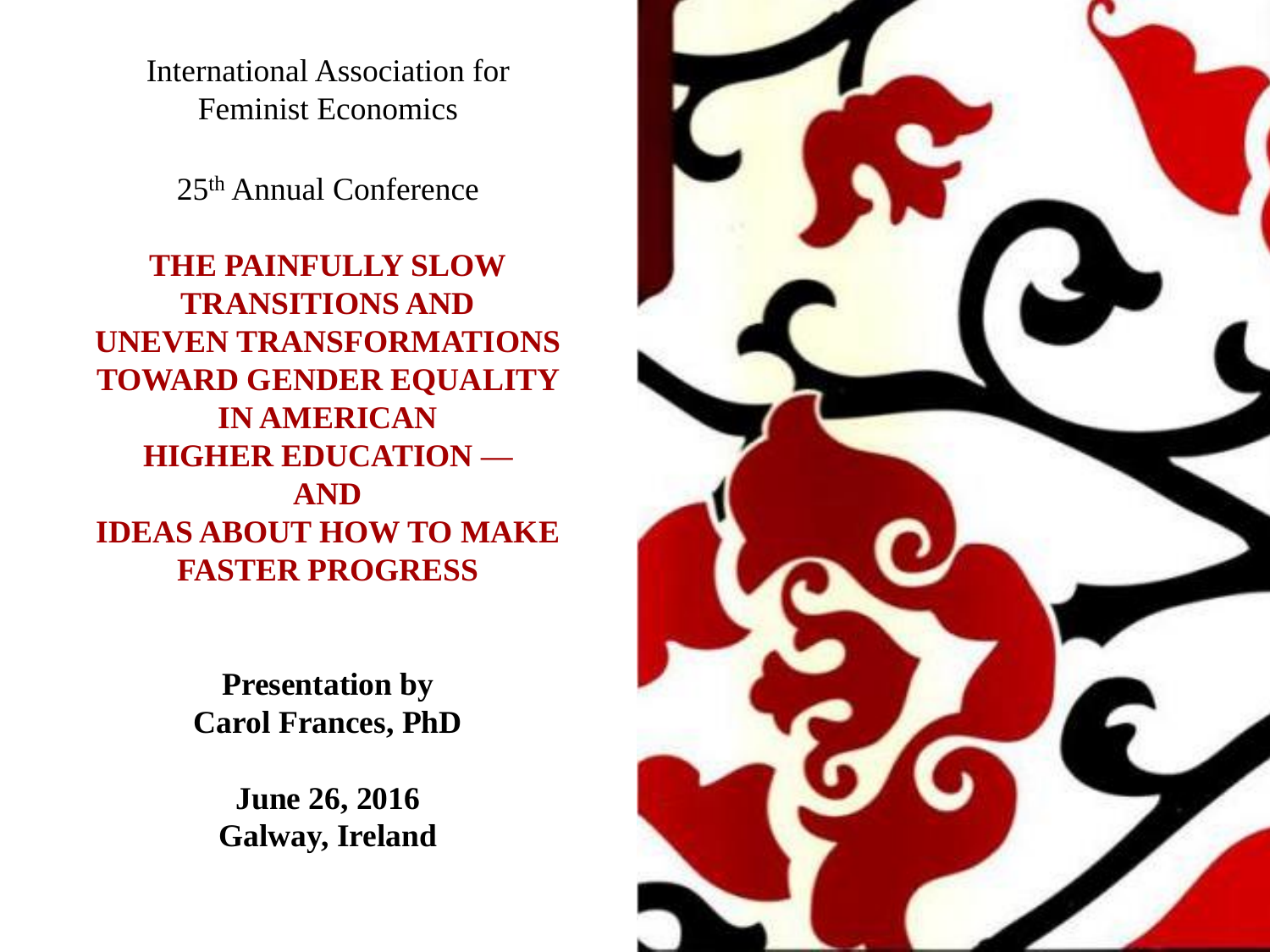International Association for Feminist Economics

25th Annual Conference

# THE PAINFULLY SLOW TRANSITIONS AND UNEVEN TRANSFORMATIONS TOWARD GENDER EQUALITY IN AMERICAN HIGHER EDUCATION — AND IDEAS ABOUT HOW TO MAKE FASTER PROGRESS

**Presentation by**
**Carol Frances, PhD**

**June 26, 2016**
**Galway, Ireland**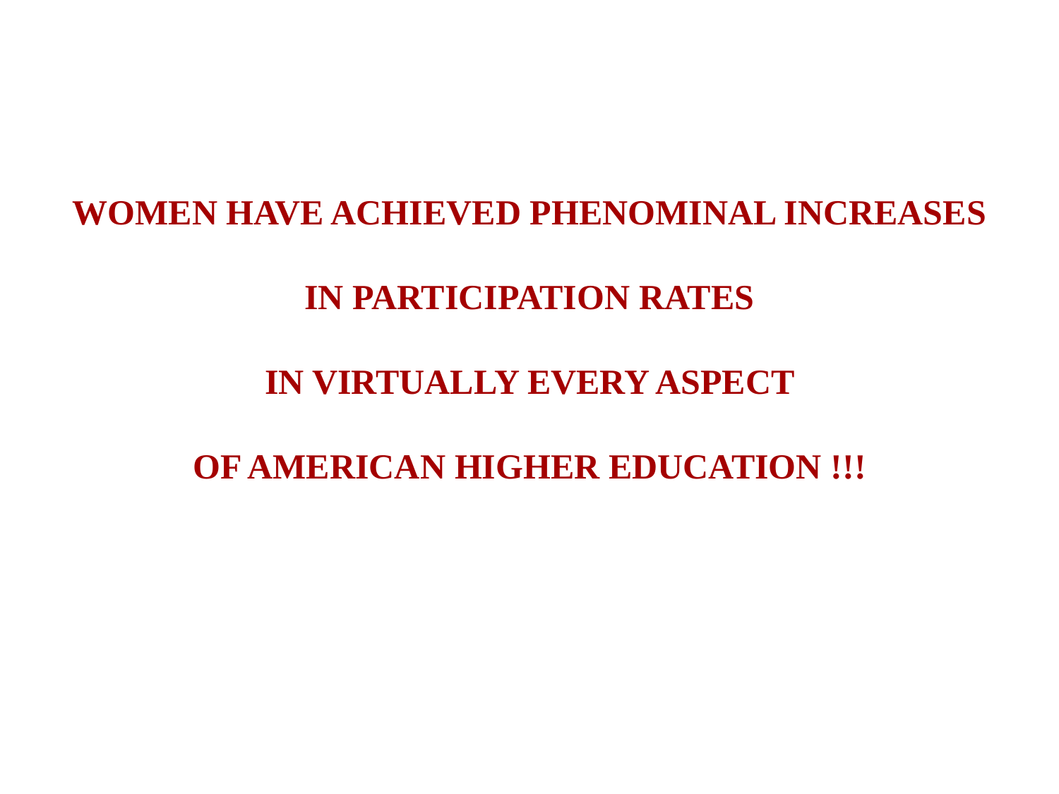**WOMEN HAVE ACHIEVED PHENOMINAL INCREASES**

**IN PARTICIPATION RATES**

**IN VIRTUALLY EVERY ASPECT**

**OF AMERICAN HIGHER EDUCATION !!!**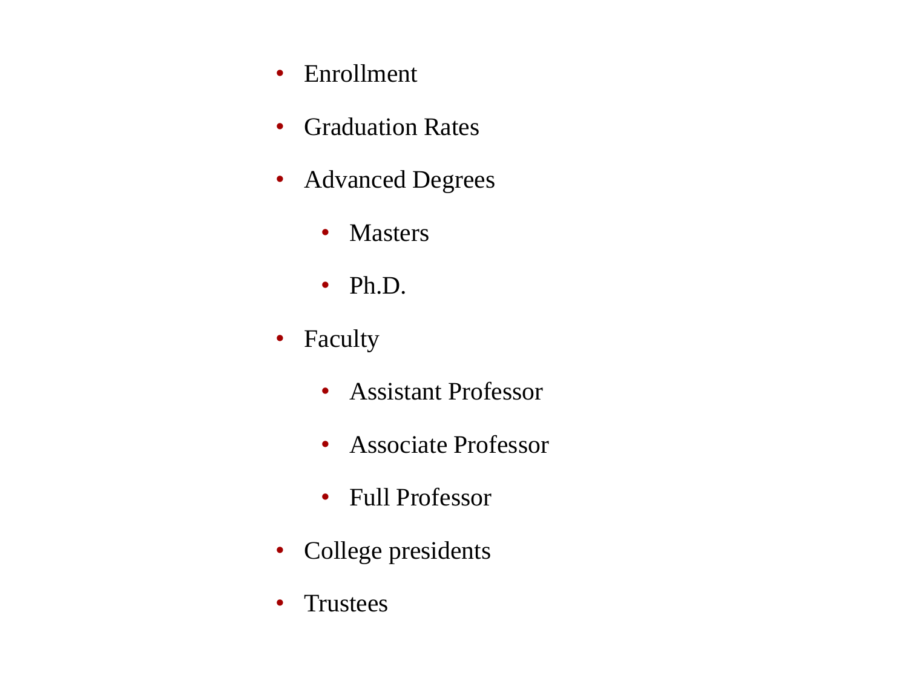- Enrollment
- Graduation Rates
- Advanced Degrees
  - Masters
  - Ph.D.
- Faculty
  - Assistant Professor
  - Associate Professor
  - Full Professor
- College presidents
- Trustees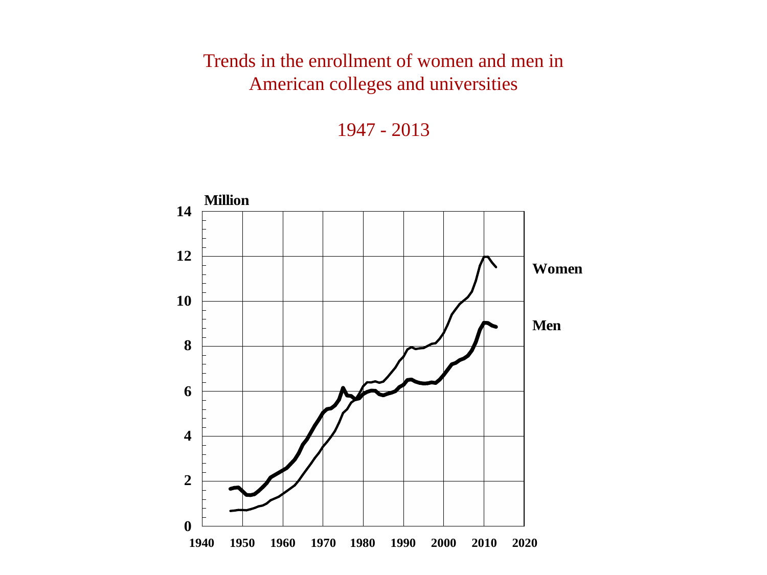# Trends in the enrollment of women and men in American colleges and universities

## 1947 - 2013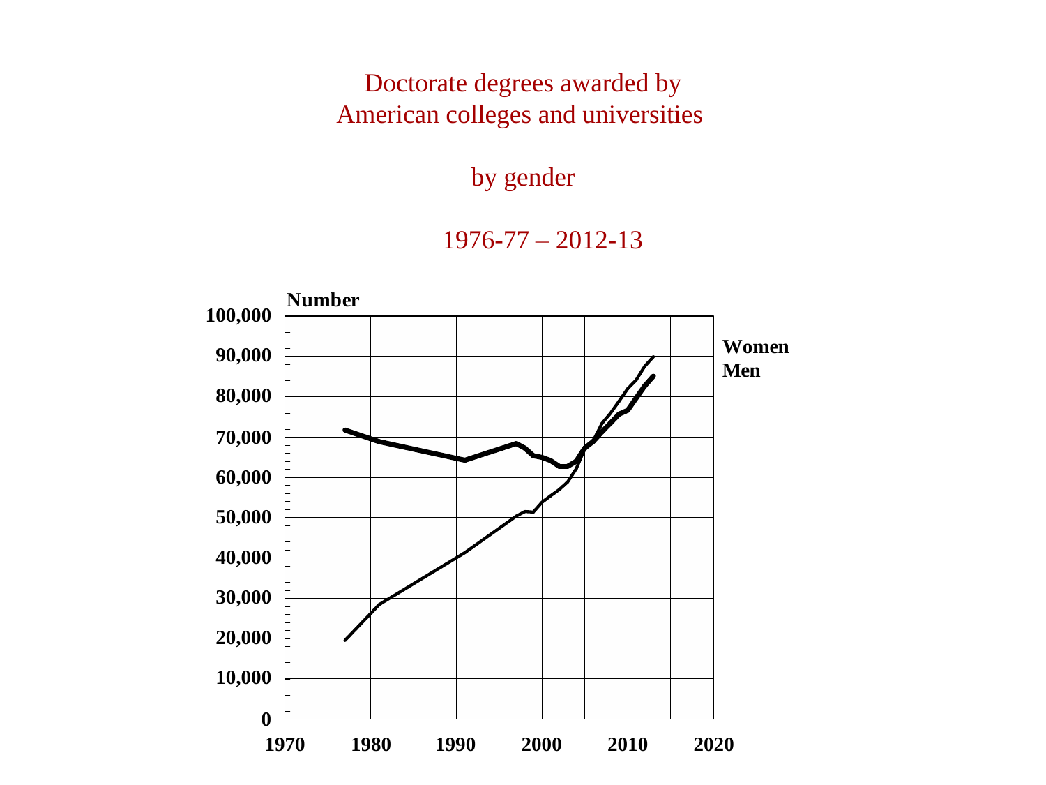Doctorate degrees awarded by
American colleges and universities

by gender

1976-77 – 2012-13

Number

Women
Men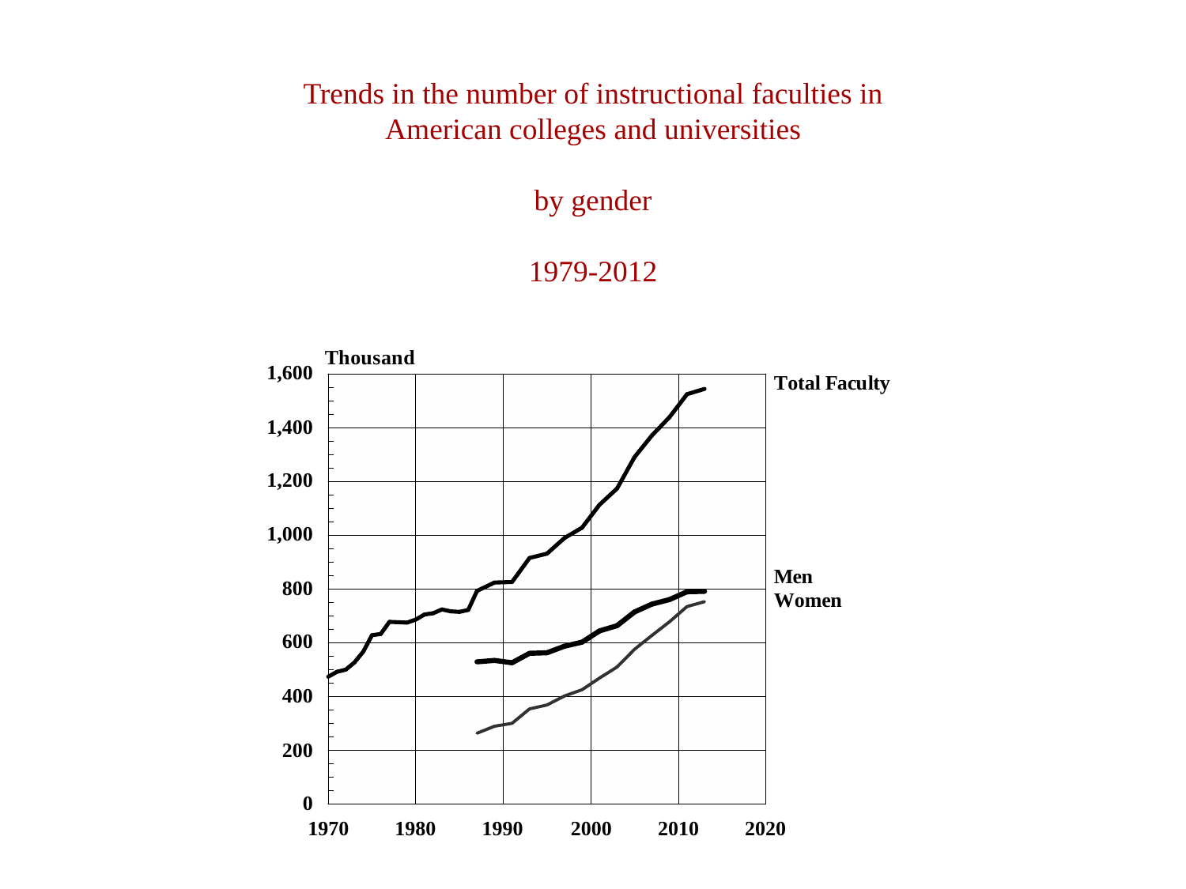# Trends in the number of instructional faculties in American colleges and universities

## by gender

## 1979-2012

Thousand

1,600
1,400
1,200
1,000
800
600
400
200
0

1970 1980 1990 2000 2010 2020

**Total Faculty**

**Men**

**Women**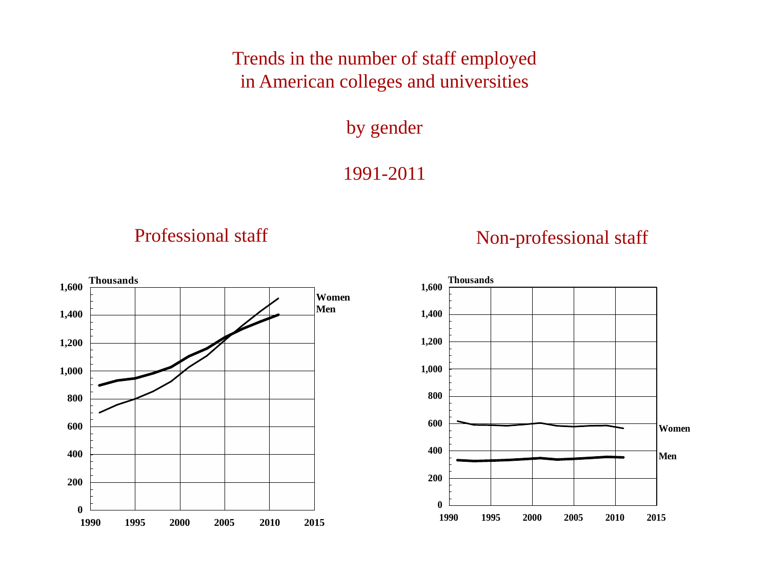# Trends in the number of staff employed in American colleges and universities

## by gender

## 1991-2011

### Professional staff

Thousands

1,600
1,400
1,200
1,000
800
600
400
200
0

1990 1995 2000 2005 2010 2015

Women
Men

### Non-professional staff

Thousands

1,600
1,400
1,200
1,000
800
600
400
200
0

1990 1995 2000 2005 2010 2015

Women
Men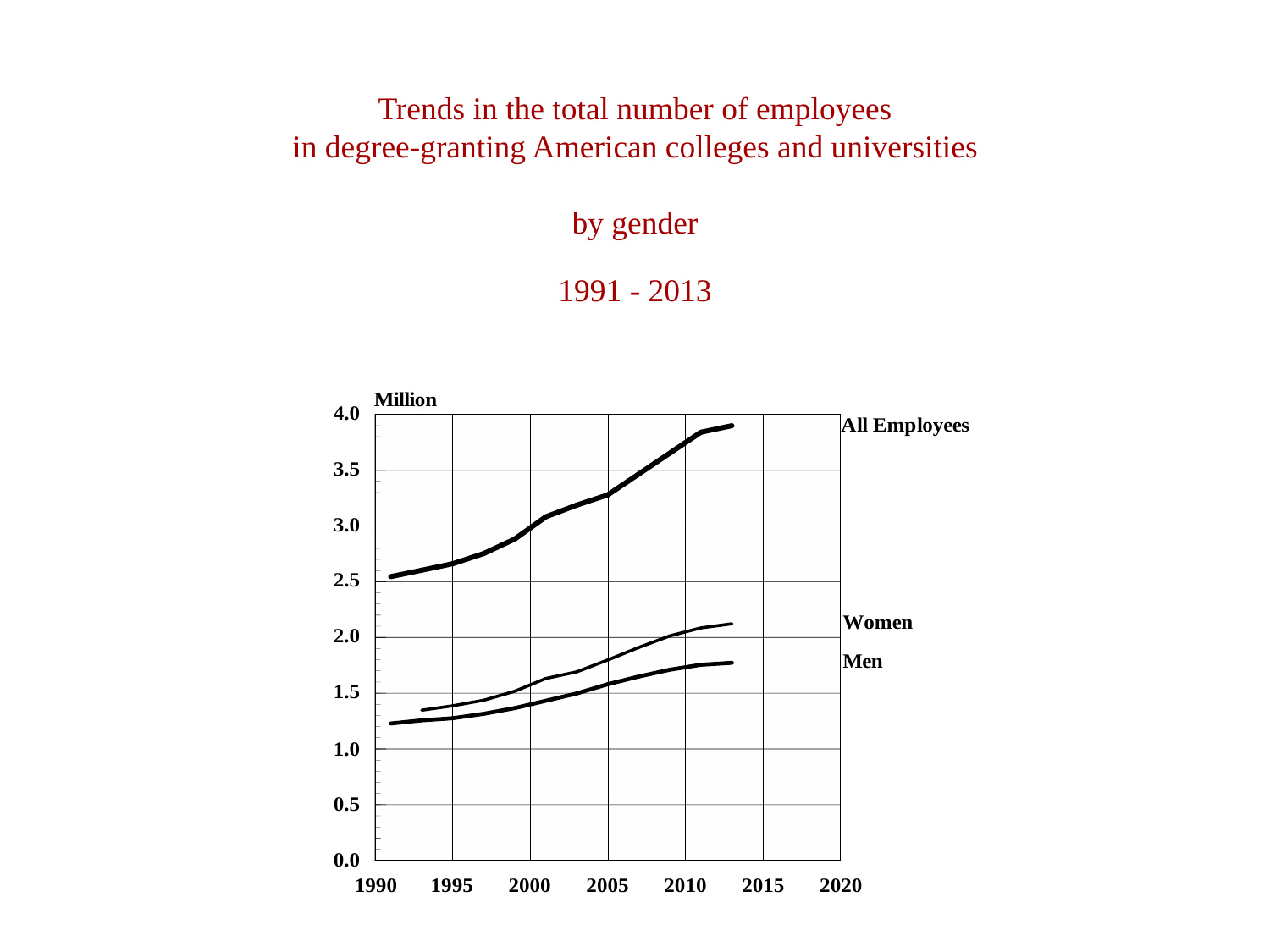Trends in the total number of employees
in degree-granting American colleges and universities

by gender

1991 - 2013

Million

4.0
3.5
3.0
2.5
2.0
1.5
1.0
0.5
0.0

1990 1995 2000 2005 2010 2015 2020

All Employees

Women

Men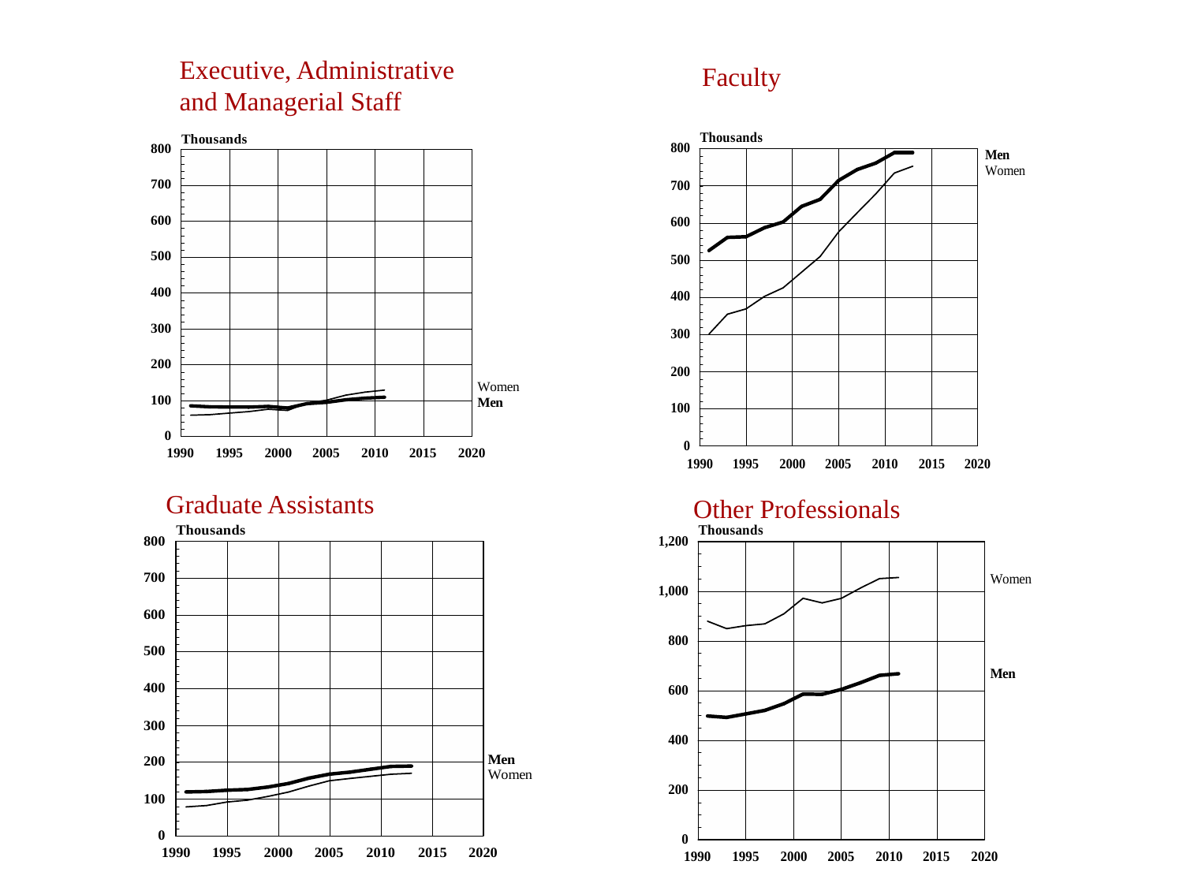## Executive, Administrative and Managerial Staff

Thousands

0, 100, 200, 300, 400, 500, 600, 700, 800

1990, 1995, 2000, 2005, 2010, 2015, 2020

Women

**Men**

## Faculty

Thousands

0, 100, 200, 300, 400, 500, 600, 700, 800

1990, 1995, 2000, 2005, 2010, 2015, 2020

**Men**

Women

## Graduate Assistants

Thousands

0, 100, 200, 300, 400, 500, 600, 700, 800

1990, 1995, 2000, 2005, 2010, 2015, 2020

**Men**

Women

## Other Professionals

Thousands

0, 200, 400, 600, 800, 1,000, 1,200

1990, 1995, 2000, 2005, 2010, 2015, 2020

Women

**Men**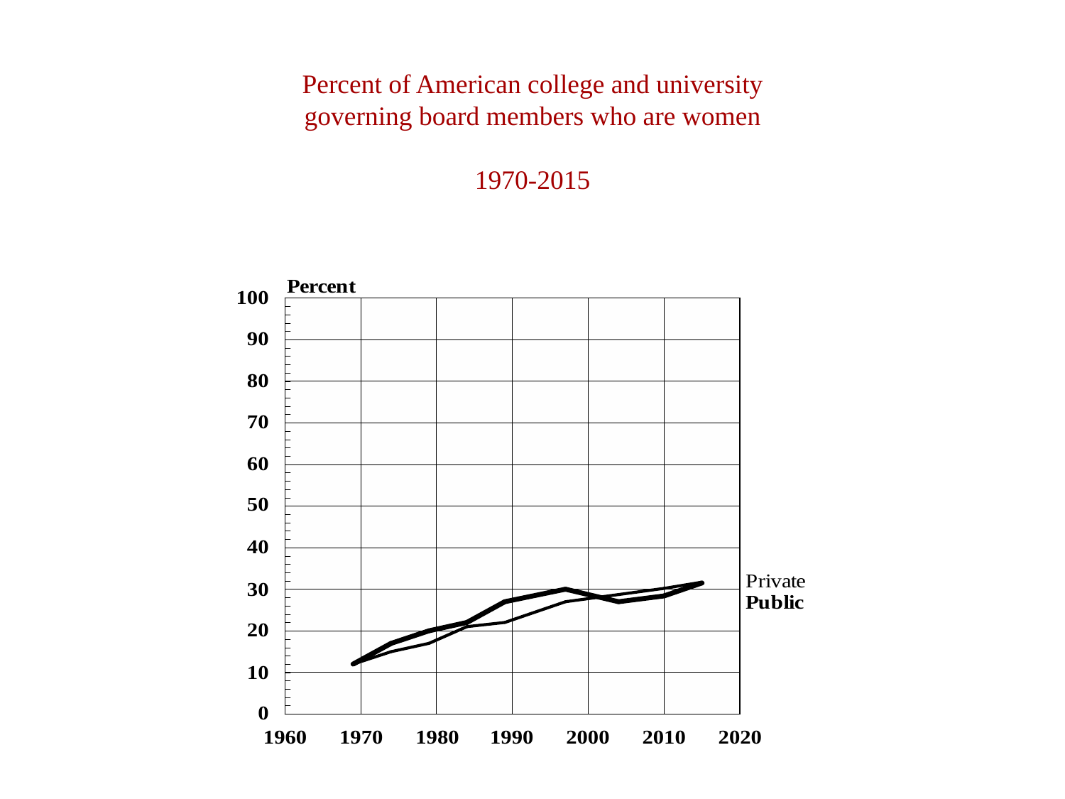# Percent of American college and university governing board members who are women

1970-2015

Percent

100
90
80
70
60
50
40
30
20
10
0

1960 1970 1980 1990 2000 2010 2020

Private
**Public**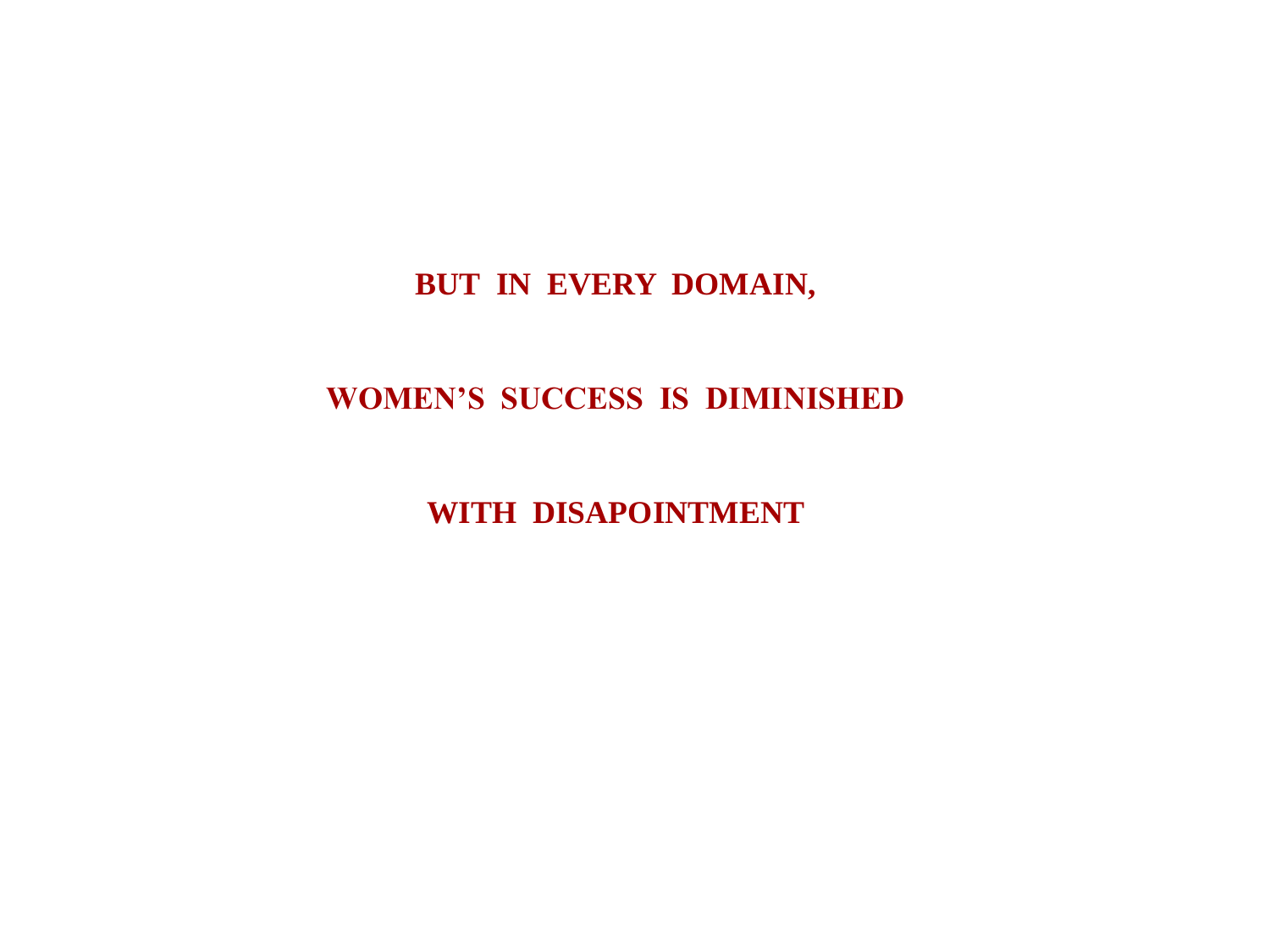**BUT IN EVERY DOMAIN,**

**WOMEN’S SUCCESS IS DIMINISHED**

**WITH DISAPOINTMENT**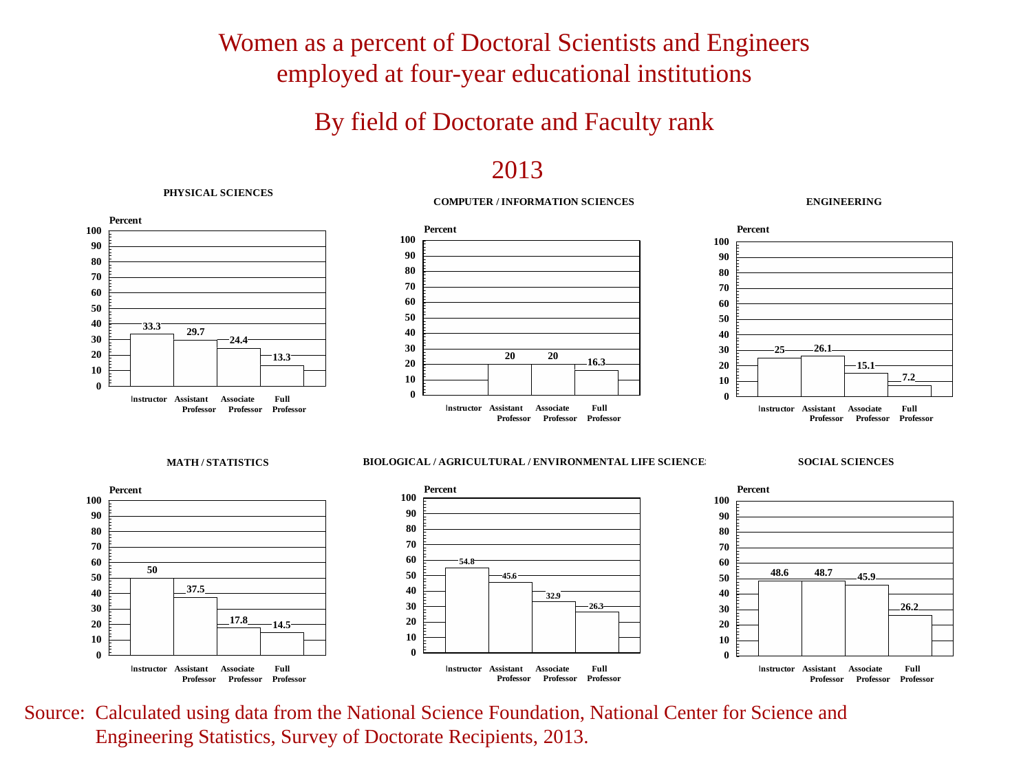# Women as a percent of Doctoral Scientists and Engineers employed at four-year educational institutions

## By field of Doctorate and Faculty rank

## 2013

Percent of doctoral scientists and engineers who are women, by faculty rank:

| Field | Instructor | Assistant Professor | Associate Professor | Full Professor |
|---|---|---|---|---|
| PHYSICAL SCIENCES | 33.3 | 29.7 | 24.4 | 13.3 |
| COMPUTER / INFORMATION SCIENCES | | 20 | 20 | 16.3 |
| ENGINEERING | 25 | 26.1 | 15.1 | 7.2 |
| MATH / STATISTICS | 50 | 37.5 | 17.8 | 14.5 |
| BIOLOGICAL / AGRICULTURAL / ENVIRONMENTAL LIFE SCIENCES | 54.8 | 45.6 | 32.9 | 26.3 |
| SOCIAL SCIENCES | 48.6 | 48.7 | 45.9 | 26.2 |

Source: Calculated using data from the National Science Foundation, National Center for Science and Engineering Statistics, Survey of Doctorate Recipients, 2013.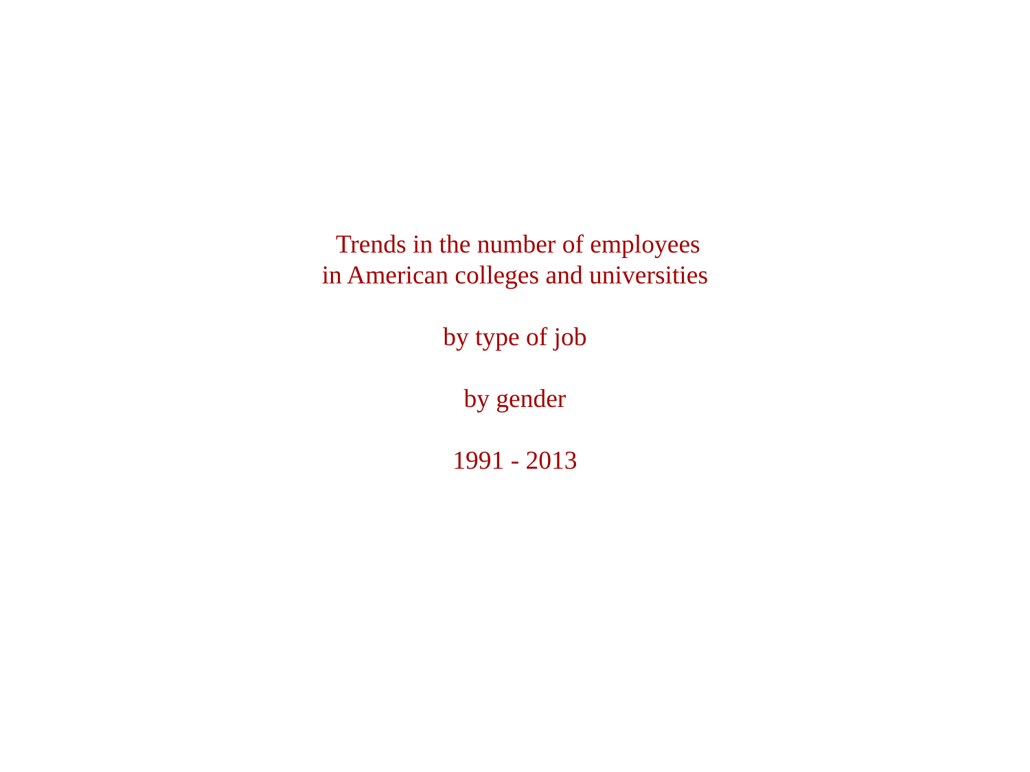Trends in the number of employees
in American colleges and universities

by type of job

by gender

1991 - 2013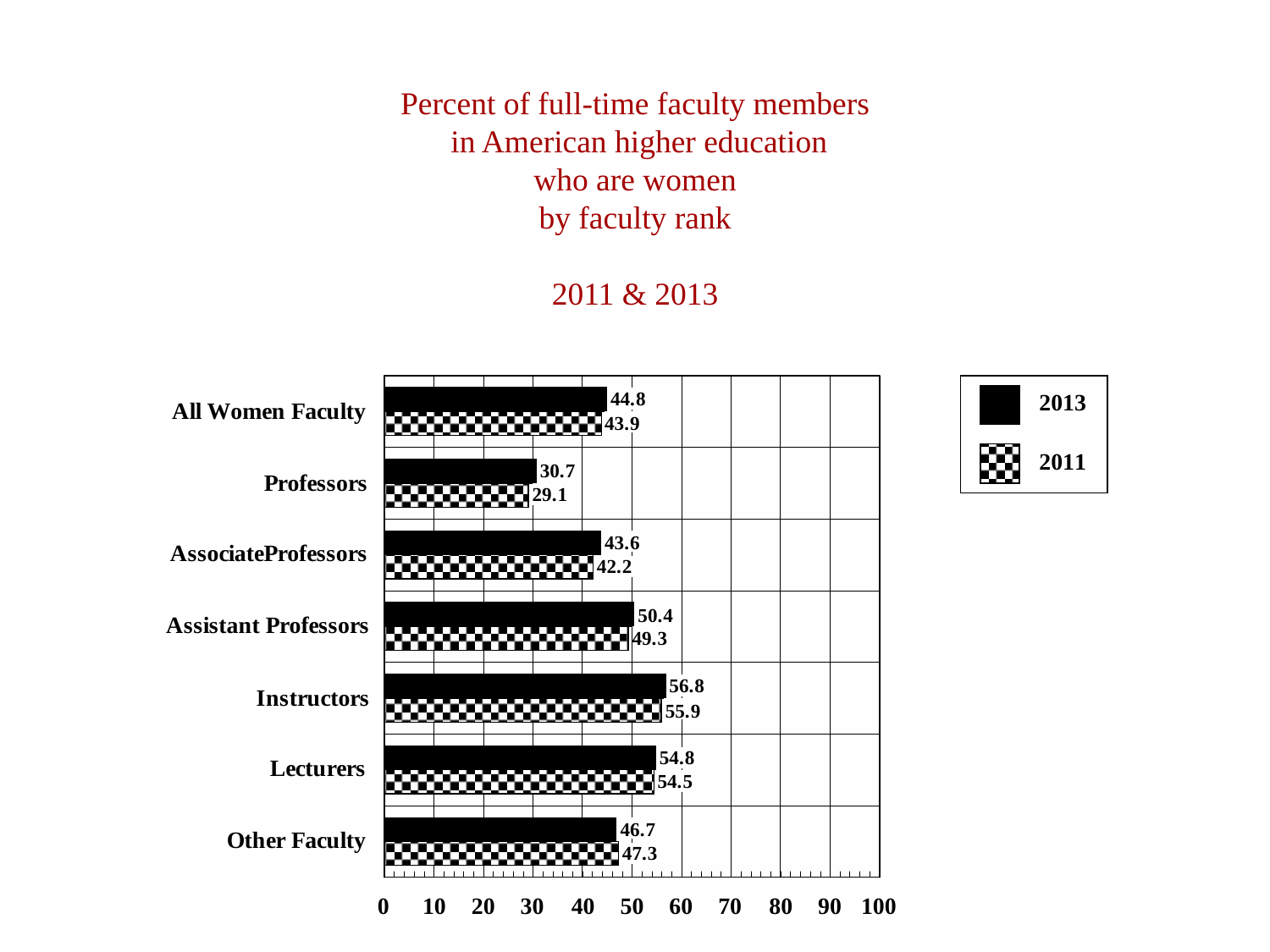# Percent of full-time faculty members in American higher education who are women by faculty rank

## 2011 & 2013

| Faculty Rank | 2013 | 2011 |
| --- | --- | --- |
| All Women Faculty | 44.8 | 43.9 |
| Professors | 30.7 | 29.1 |
| AssociateProfessors | 43.6 | 42.2 |
| Assistant Professors | 50.4 | 49.3 |
| Instructors | 56.8 | 55.9 |
| Lecturers | 54.8 | 54.5 |
| Other Faculty | 46.7 | 47.3 |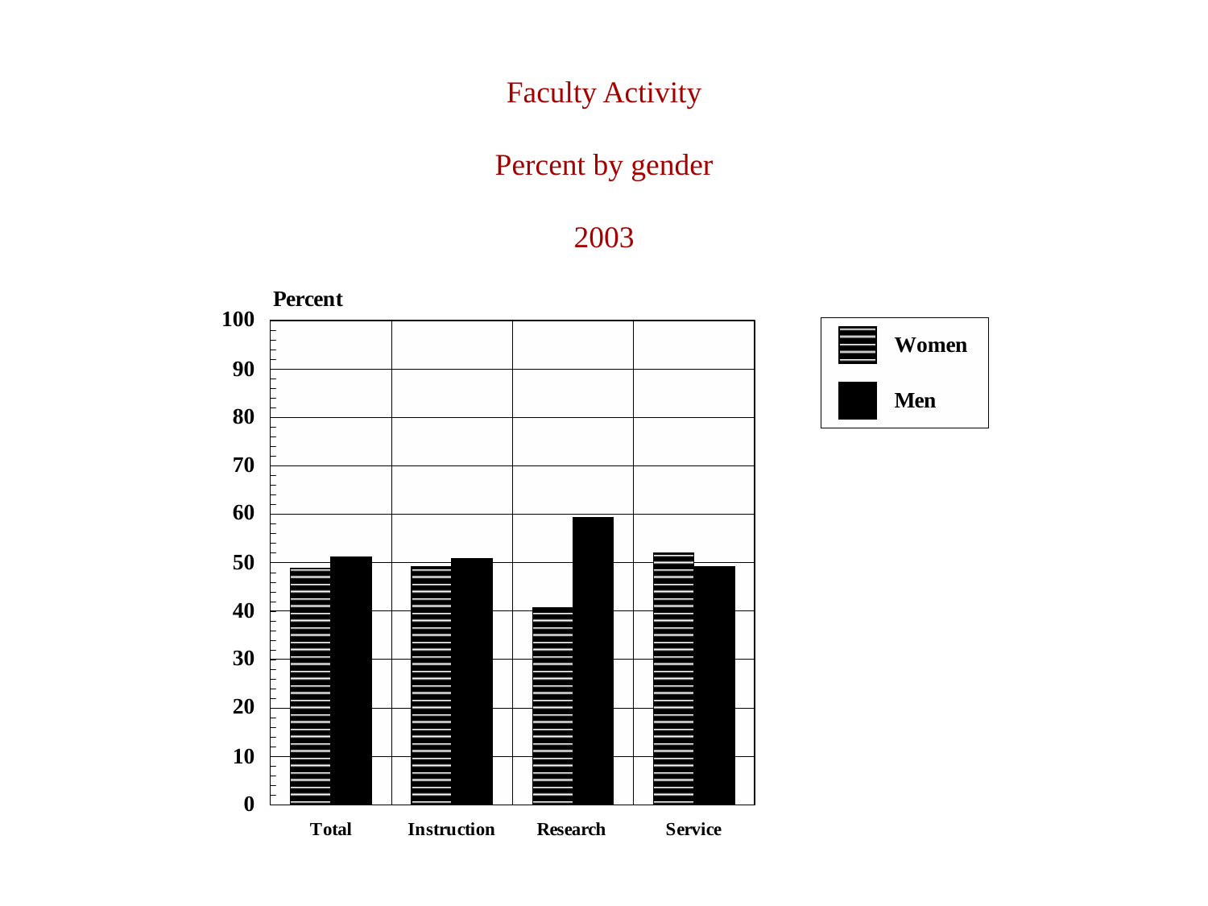# Faculty Activity

## Percent by gender

## 2003

Percent

100
90
80
70
60
50
40
30
20
10
0

Total · Instruction · Research · Service

Women
Men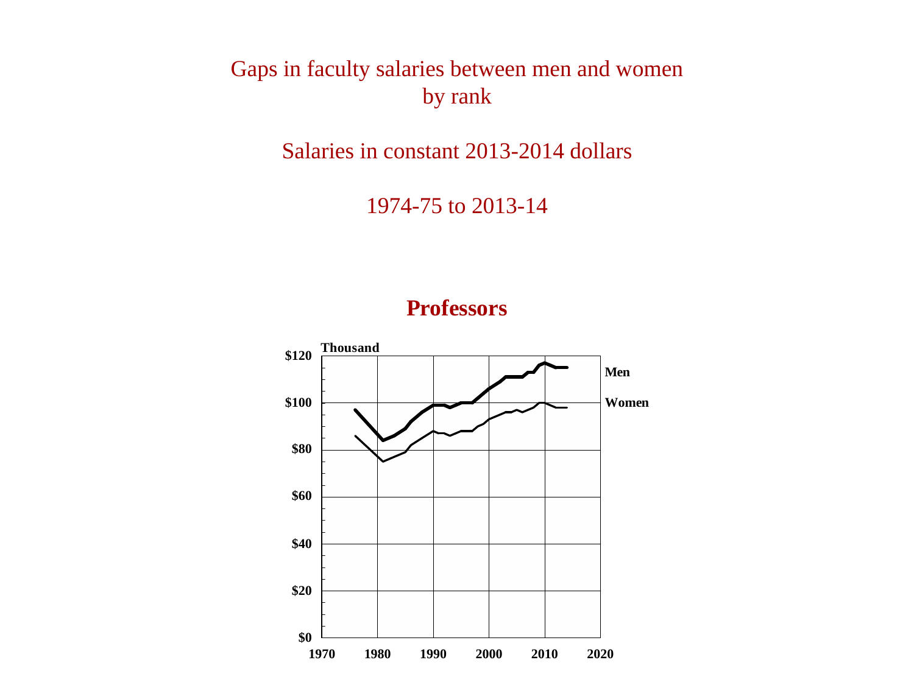# Gaps in faculty salaries between men and women by rank

## Salaries in constant 2013-2014 dollars

## 1974-75 to 2013-14

### Professors

Thousand

$120
$100
$80
$60
$40
$20
$0

1970 1980 1990 2000 2010 2020

Men

Women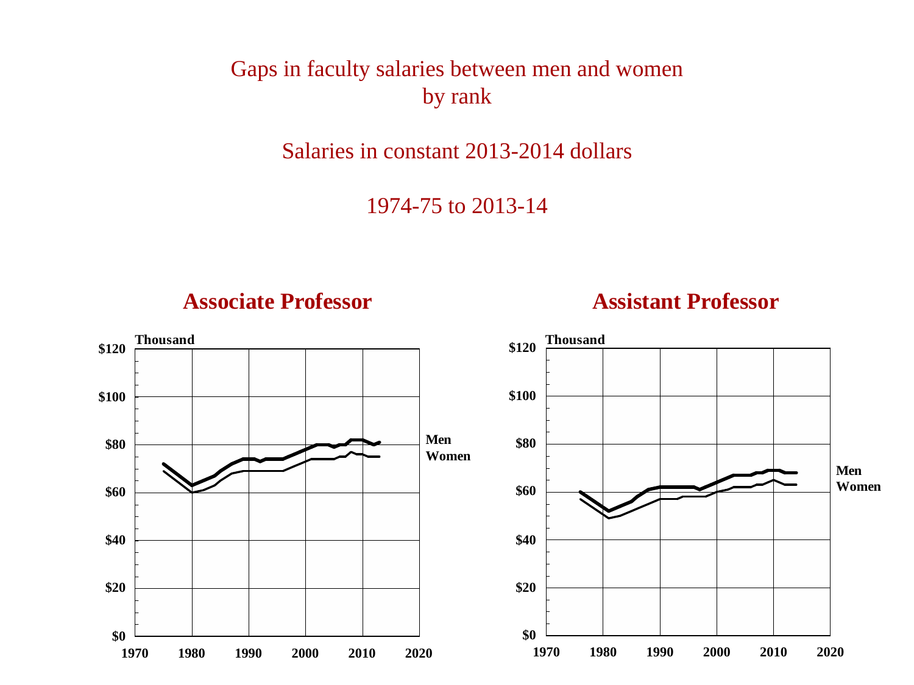# Gaps in faculty salaries between men and women by rank

## Salaries in constant 2013-2014 dollars

## 1974-75 to 2013-14

### Associate Professor

Thousand

$120
$100
$80
$60
$40
$20
$0

1970 1980 1990 2000 2010 2020

Men
Women

### Assistant Professor

Thousand

$120
$100
$80
$60
$40
$20
$0

1970 1980 1990 2000 2010 2020

Men
Women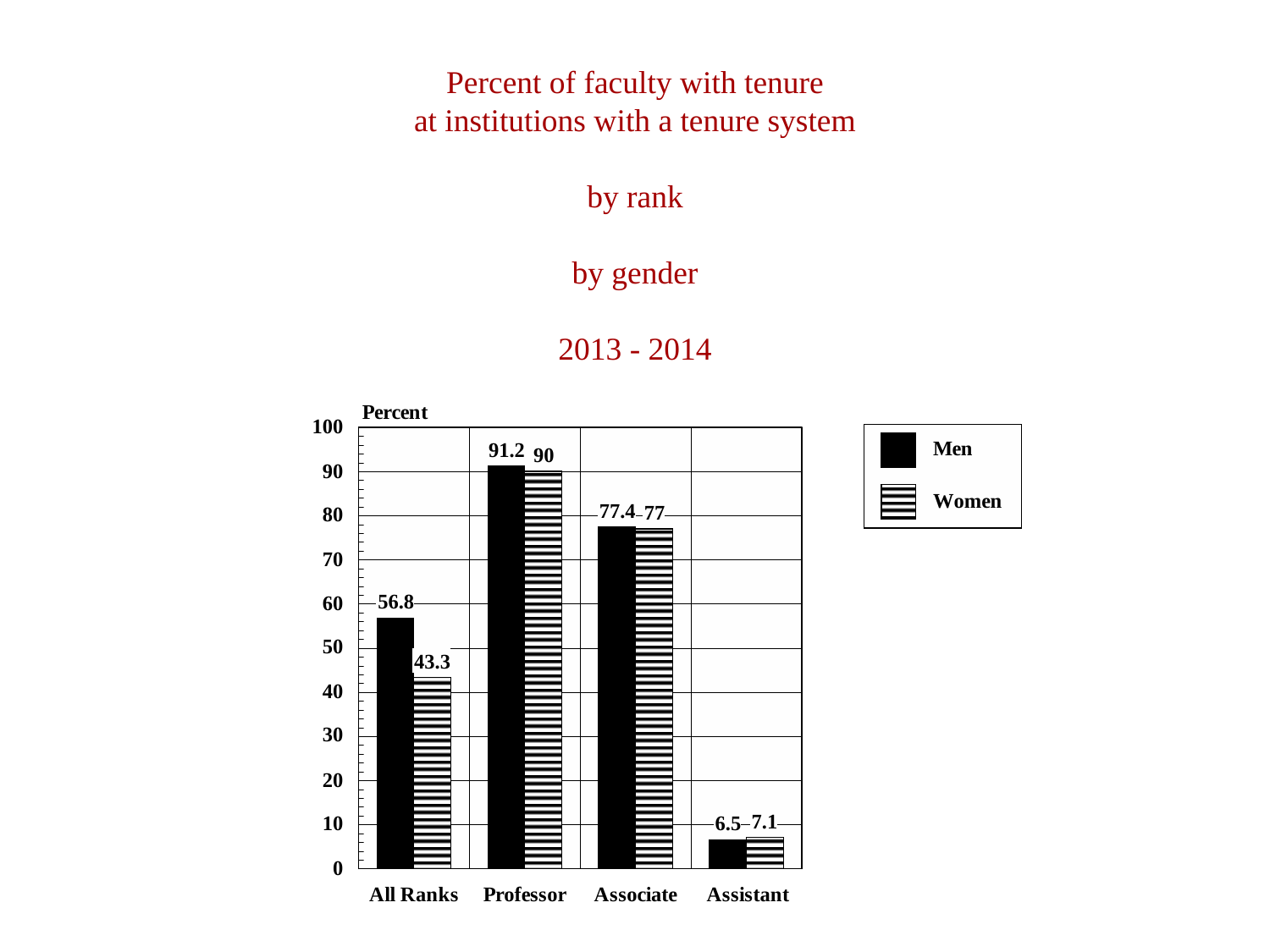# Percent of faculty with tenure at institutions with a tenure system

## by rank

## by gender

## 2013 - 2014

| Rank | Men | Women |
|---|---|---|
| All Ranks | 56.8 | 43.3 |
| Professor | 91.2 | 90 |
| Associate | 77.4 | 77 |
| Assistant | 6.5 | 7.1 |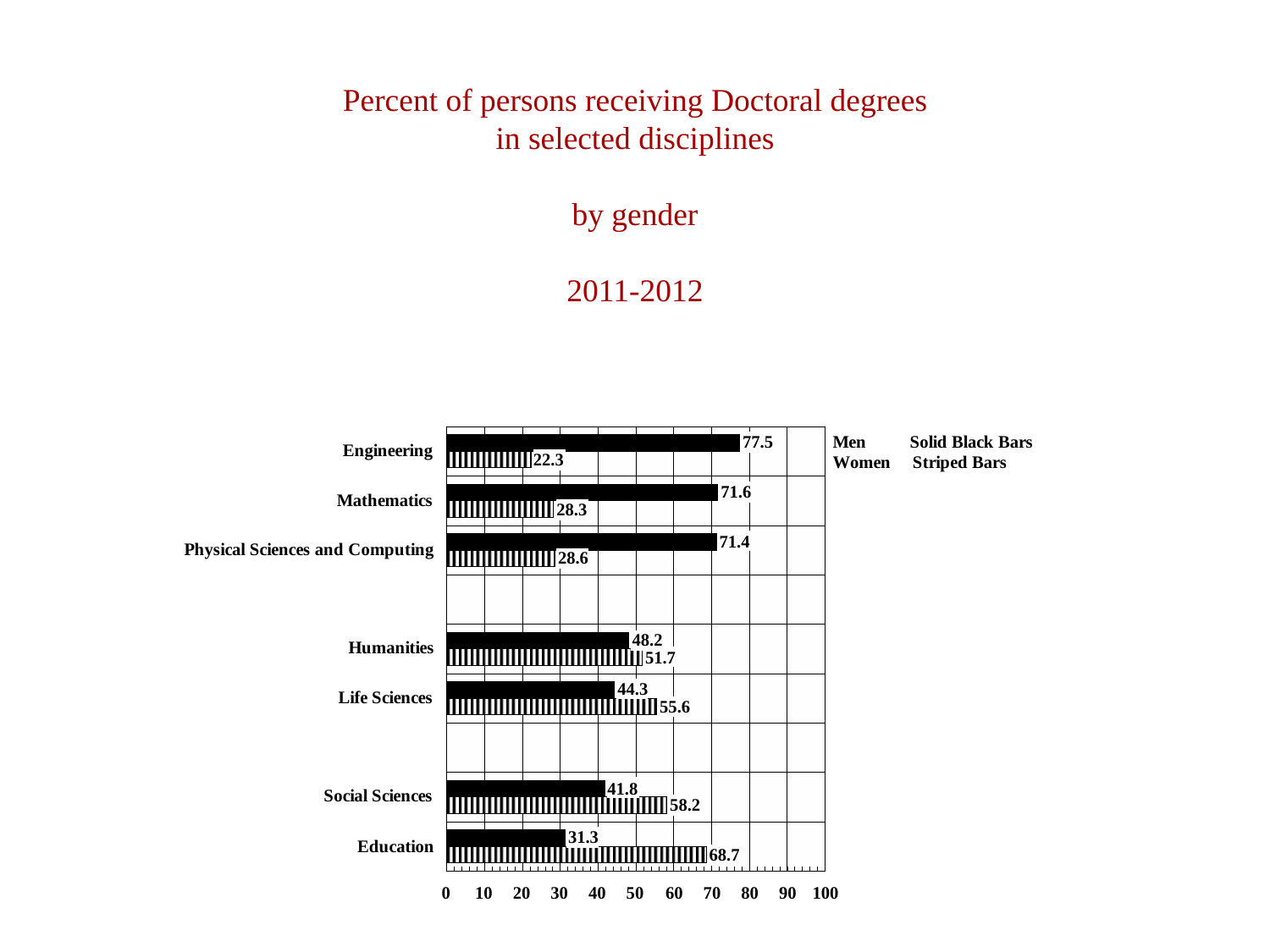# Percent of persons receiving Doctoral degrees in selected disciplines

## by gender

## 2011-2012

| Discipline | Men (Solid Black Bars) | Women (Striped Bars) |
|---|---|---|
| Engineering | 77.5 | 22.3 |
| Mathematics | 71.6 | 28.3 |
| Physical Sciences and Computing | 71.4 | 28.6 |
| Humanities | 48.2 | 51.7 |
| Life Sciences | 44.3 | 55.6 |
| Social Sciences | 41.8 | 58.2 |
| Education | 31.3 | 68.7 |

**Men** Solid Black Bars
**Women** Striped Bars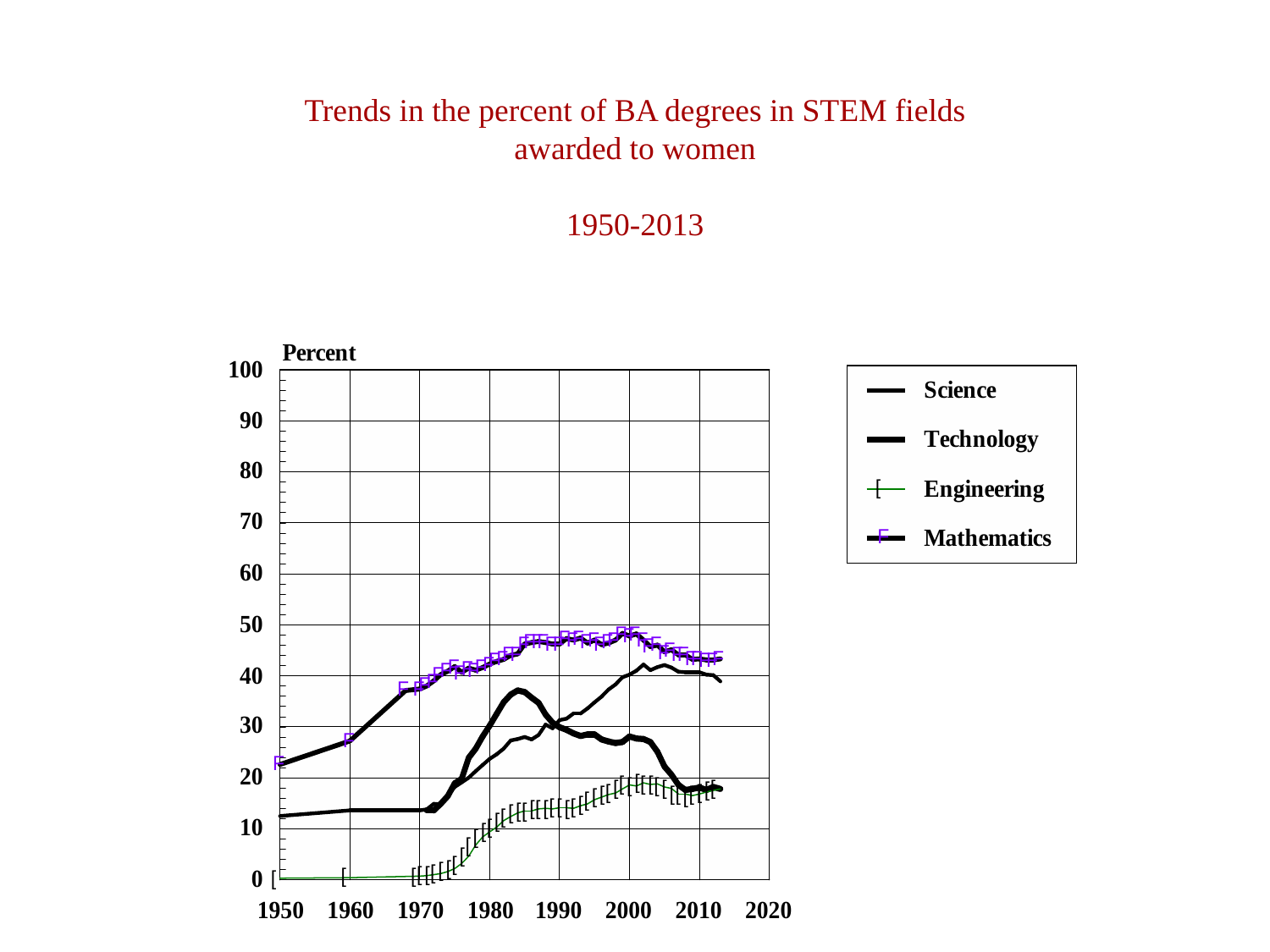# Trends in the percent of BA degrees in STEM fields awarded to women

## 1950-2013

Percent

100
90
80
70
60
50
40
30
20
10
0

1950 1960 1970 1980 1990 2000 2010 2020

- Science
- Technology
- Engineering
- Mathematics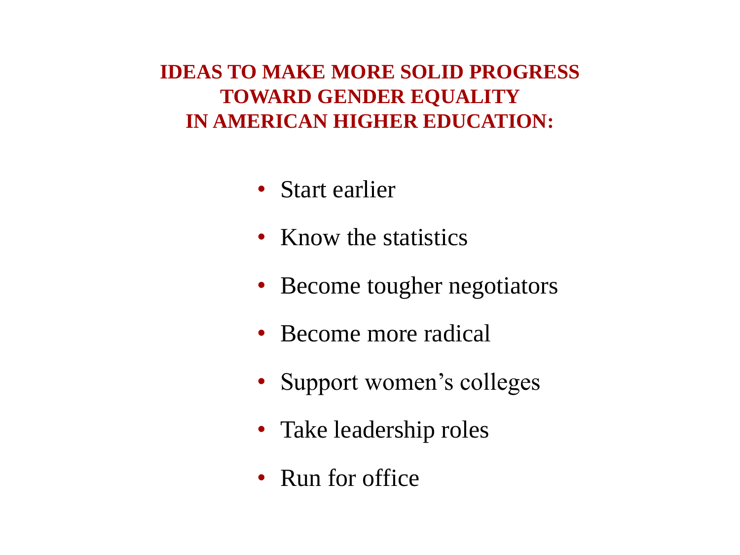# IDEAS TO MAKE MORE SOLID PROGRESS TOWARD GENDER EQUALITY IN AMERICAN HIGHER EDUCATION:

- Start earlier
- Know the statistics
- Become tougher negotiators
- Become more radical
- Support women's colleges
- Take leadership roles
- Run for office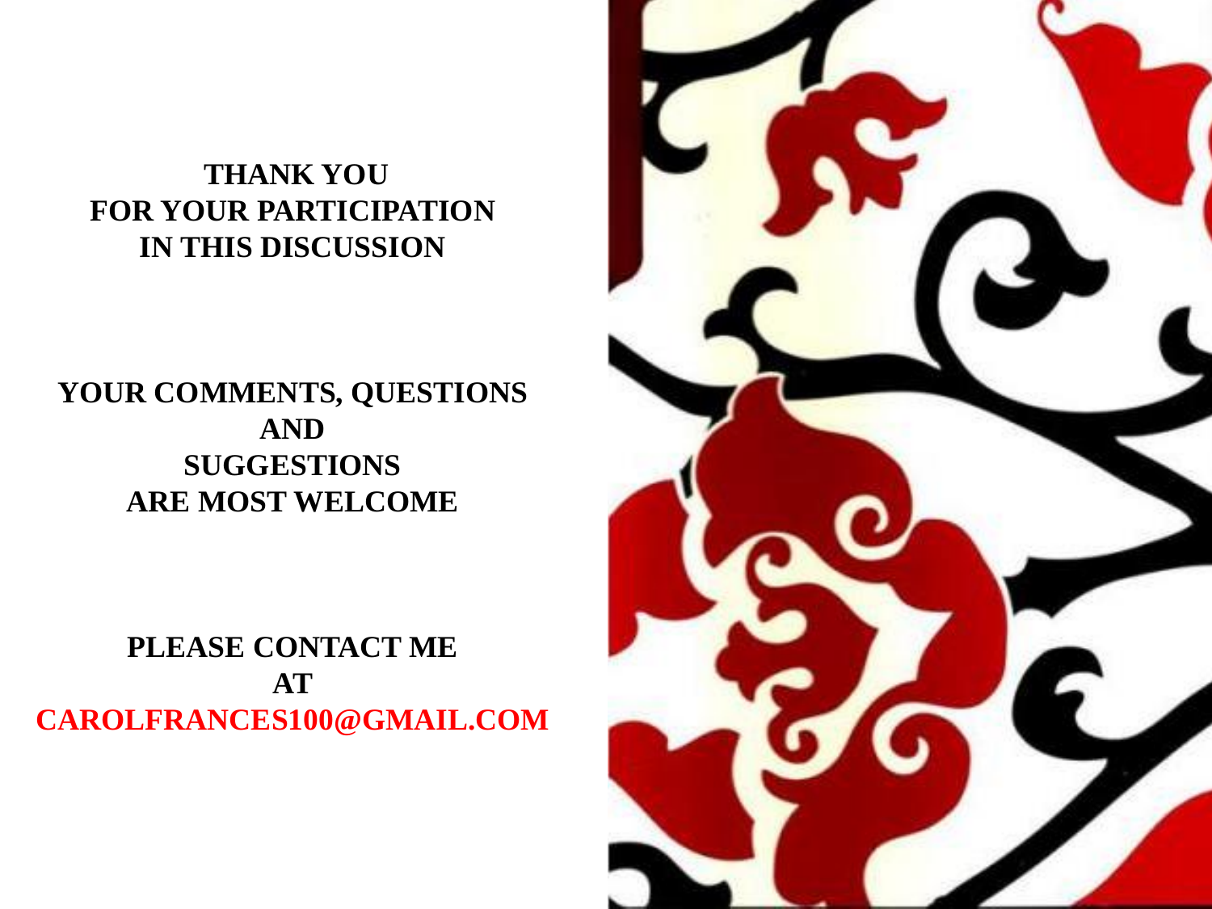**THANK YOU**
**FOR YOUR PARTICIPATION**
**IN THIS DISCUSSION**

**YOUR COMMENTS, QUESTIONS**
**AND**
**SUGGESTIONS**
**ARE MOST WELCOME**

**PLEASE CONTACT ME**
**AT**
**CAROLFRANCES100@GMAIL.COM**